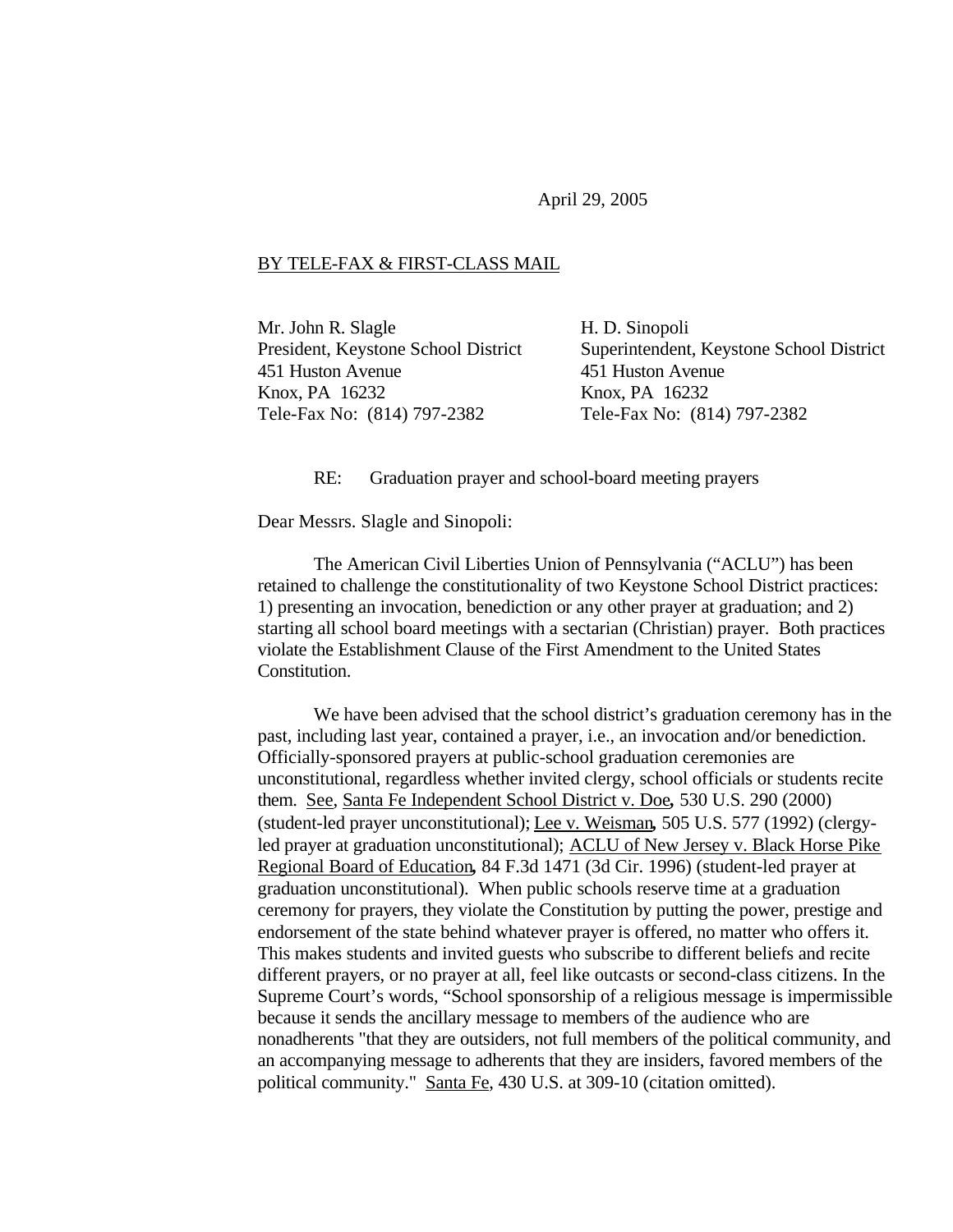April 29, 2005

BY TELE-FAX & FIRST-CLASS MAIL

Mr. John R. Slagle
President, Keystone School District
451 Huston Avenue
Knox, PA 16232
Tele-Fax No: (814) 797-2382

H. D. Sinopoli
Superintendent, Keystone School District
451 Huston Avenue
Knox, PA 16232
Tele-Fax No: (814) 797-2382

RE: Graduation prayer and school-board meeting prayers

Dear Messrs. Slagle and Sinopoli:

The American Civil Liberties Union of Pennsylvania ("ACLU") has been retained to challenge the constitutionality of two Keystone School District practices: 1) presenting an invocation, benediction or any other prayer at graduation; and 2) starting all school board meetings with a sectarian (Christian) prayer. Both practices violate the Establishment Clause of the First Amendment to the United States Constitution.

We have been advised that the school district's graduation ceremony has in the past, including last year, contained a prayer, i.e., an invocation and/or benediction. Officially-sponsored prayers at public-school graduation ceremonies are unconstitutional, regardless whether invited clergy, school officials or students recite them. See, Santa Fe Independent School District v. Doe, 530 U.S. 290 (2000) (student-led prayer unconstitutional); Lee v. Weisman, 505 U.S. 577 (1992) (clergy-led prayer at graduation unconstitutional); ACLU of New Jersey v. Black Horse Pike Regional Board of Education, 84 F.3d 1471 (3d Cir. 1996) (student-led prayer at graduation unconstitutional). When public schools reserve time at a graduation ceremony for prayers, they violate the Constitution by putting the power, prestige and endorsement of the state behind whatever prayer is offered, no matter who offers it. This makes students and invited guests who subscribe to different beliefs and recite different prayers, or no prayer at all, feel like outcasts or second-class citizens. In the Supreme Court's words, "School sponsorship of a religious message is impermissible because it sends the ancillary message to members of the audience who are nonadherents "that they are outsiders, not full members of the political community, and an accompanying message to adherents that they are insiders, favored members of the political community." Santa Fe, 430 U.S. at 309-10 (citation omitted).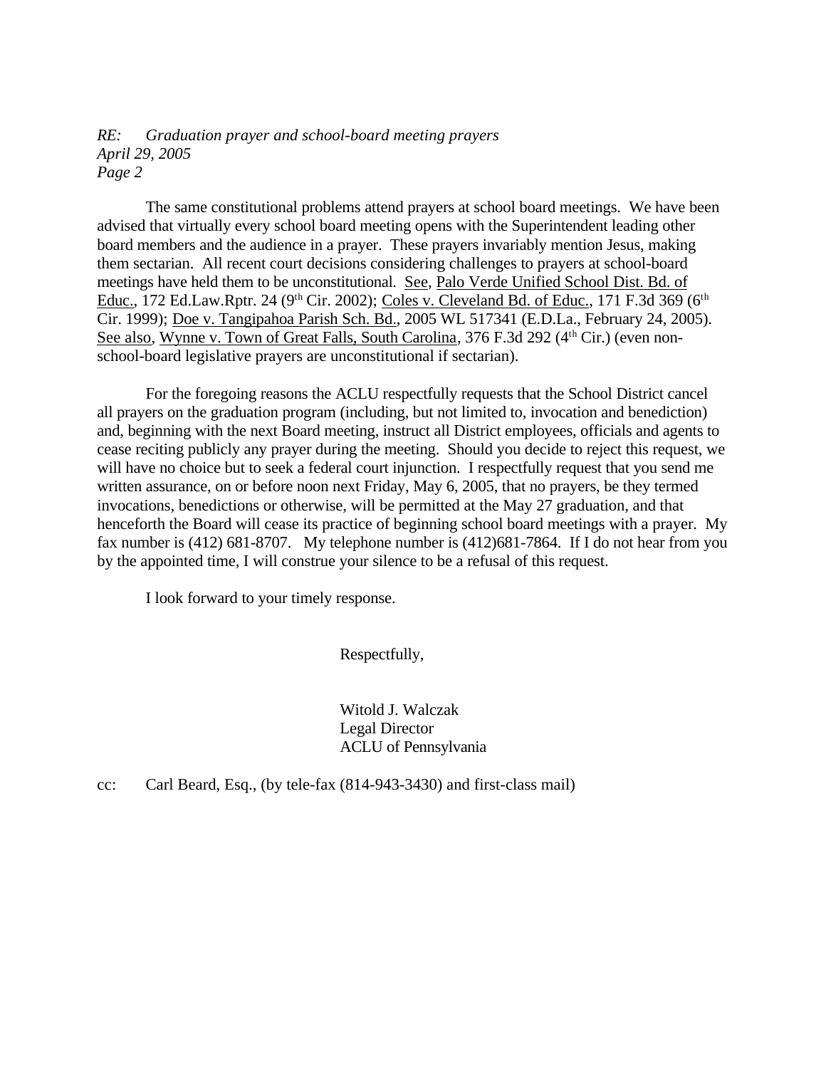The same constitutional problems attend prayers at school board meetings. We have been advised that virtually every school board meeting opens with the Superintendent leading other board members and the audience in a prayer. These prayers invariably mention Jesus, making them sectarian. All recent court decisions considering challenges to prayers at school-board meetings have held them to be unconstitutional. See, Palo Verde Unified School Dist. Bd. of Educ., 172 Ed.Law.Rptr. 24 (9th Cir. 2002); Coles v. Cleveland Bd. of Educ., 171 F.3d 369 (6th Cir. 1999); Doe v. Tangipahoa Parish Sch. Bd., 2005 WL 517341 (E.D.La., February 24, 2005). See also, Wynne v. Town of Great Falls, South Carolina, 376 F.3d 292 (4th Cir.) (even non-school-board legislative prayers are unconstitutional if sectarian).

For the foregoing reasons the ACLU respectfully requests that the School District cancel all prayers on the graduation program (including, but not limited to, invocation and benediction) and, beginning with the next Board meeting, instruct all District employees, officials and agents to cease reciting publicly any prayer during the meeting. Should you decide to reject this request, we will have no choice but to seek a federal court injunction. I respectfully request that you send me written assurance, on or before noon next Friday, May 6, 2005, that no prayers, be they termed invocations, benedictions or otherwise, will be permitted at the May 27 graduation, and that henceforth the Board will cease its practice of beginning school board meetings with a prayer. My fax number is (412) 681-8707. My telephone number is (412)681-7864. If I do not hear from you by the appointed time, I will construe your silence to be a refusal of this request.

I look forward to your timely response.

Respectfully,

Witold J. Walczak
Legal Director
ACLU of Pennsylvania

cc: Carl Beard, Esq., (by tele-fax (814-943-3430) and first-class mail)